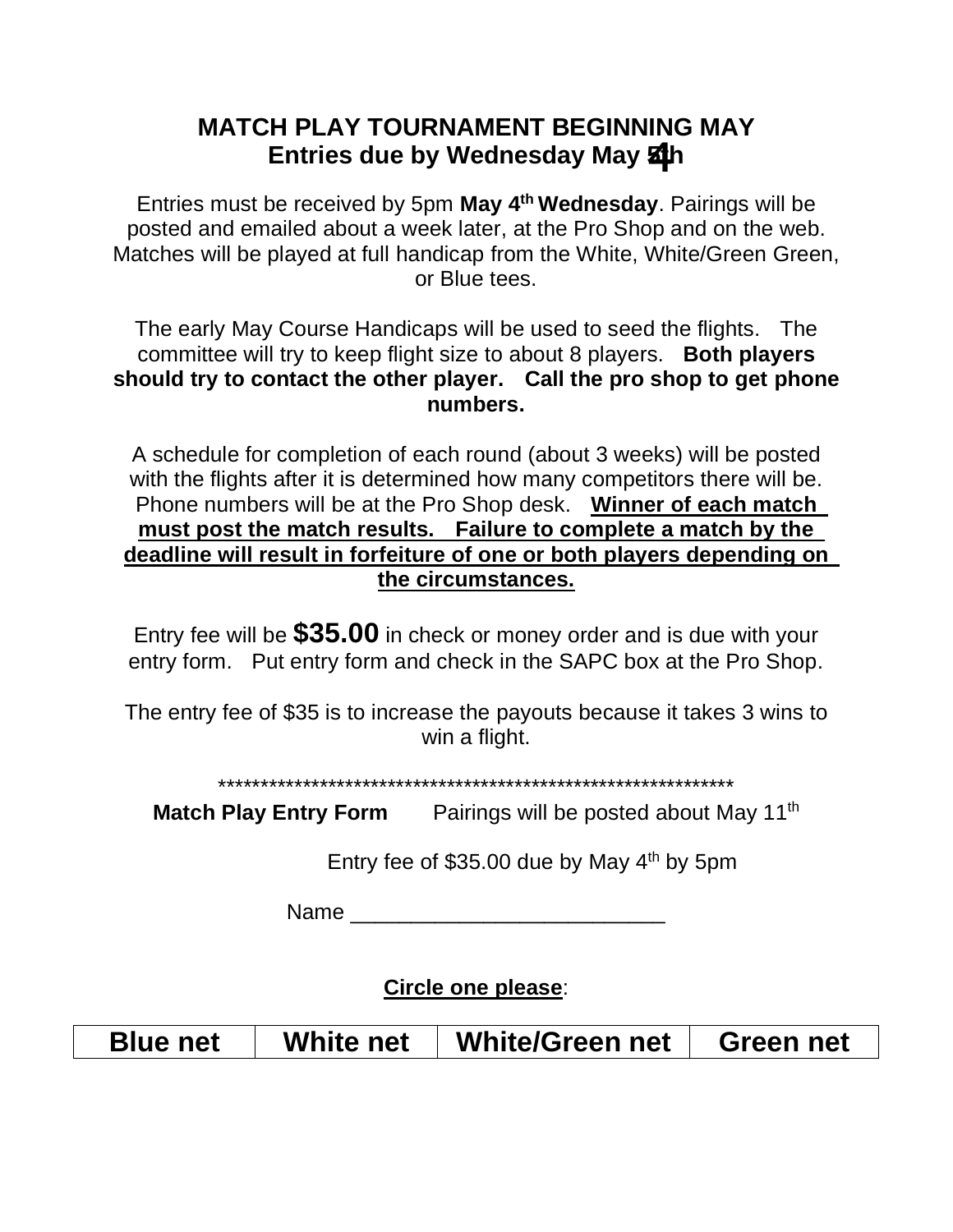# MATCH PLAY TOURNAMENT BEGINNING MAY
## Entries due by Wednesday May 4th

Entries must be received by 5pm **May 4th Wednesday**. Pairings will be posted and emailed about a week later, at the Pro Shop and on the web. Matches will be played at full handicap from the White, White/Green Green, or Blue tees.

The early May Course Handicaps will be used to seed the flights. The committee will try to keep flight size to about 8 players. **Both players should try to contact the other player. Call the pro shop to get phone numbers.**

A schedule for completion of each round (about 3 weeks) will be posted with the flights after it is determined how many competitors there will be. Phone numbers will be at the Pro Shop desk. **Winner of each match must post the match results. Failure to complete a match by the deadline will result in forfeiture of one or both players depending on the circumstances.**

Entry fee will be **$35.00** in check or money order and is due with your entry form. Put entry form and check in the SAPC box at the Pro Shop.

The entry fee of $35 is to increase the payouts because it takes 3 wins to win a flight.

***************************************************************

**Match Play Entry Form** Pairings will be posted about May 11th

Entry fee of $35.00 due by May 4th by 5pm

Name ___________________________

**Circle one please**:

| Blue net | White net | White/Green net | Green net |
|---|---|---|---|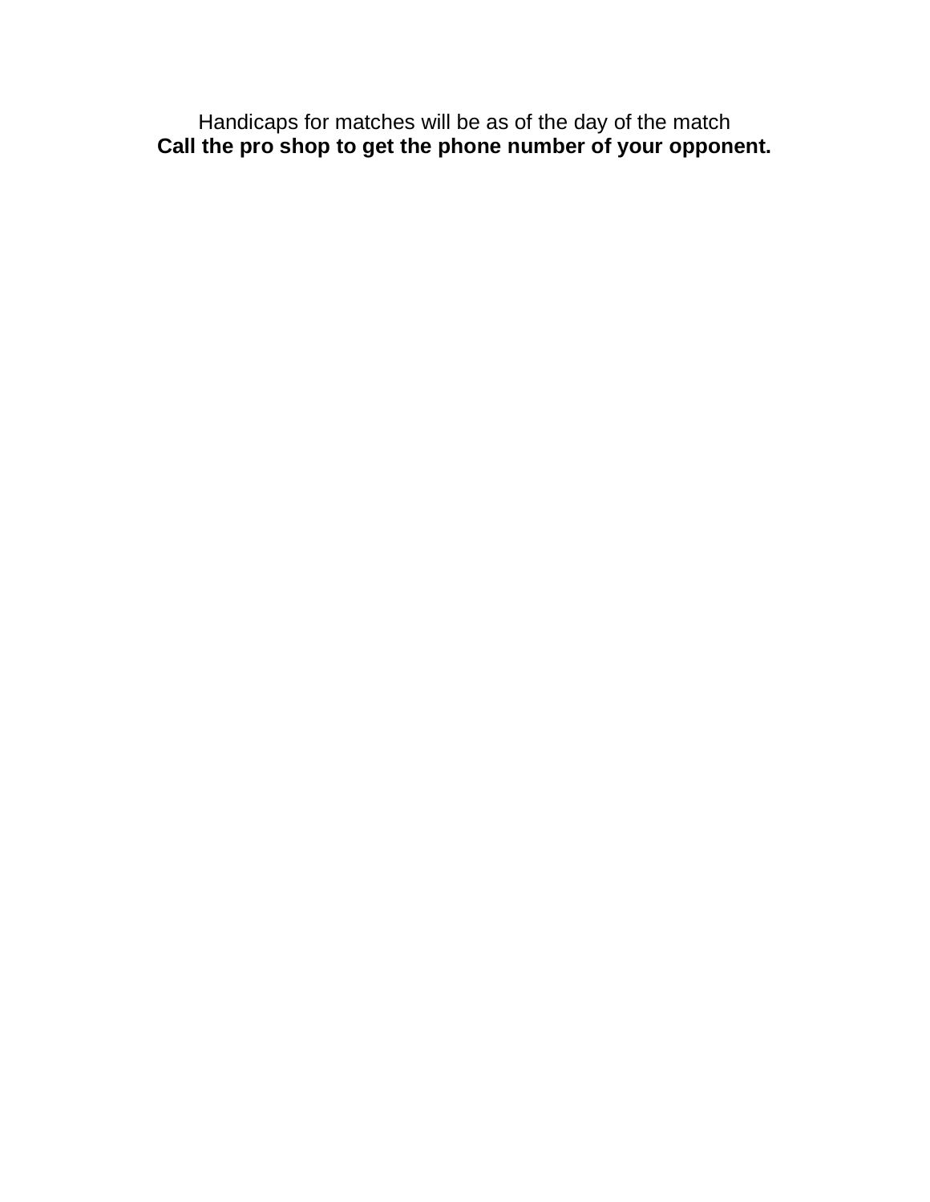Handicaps for matches will be as of the day of the match

**Call the pro shop to get the phone number of your opponent.**